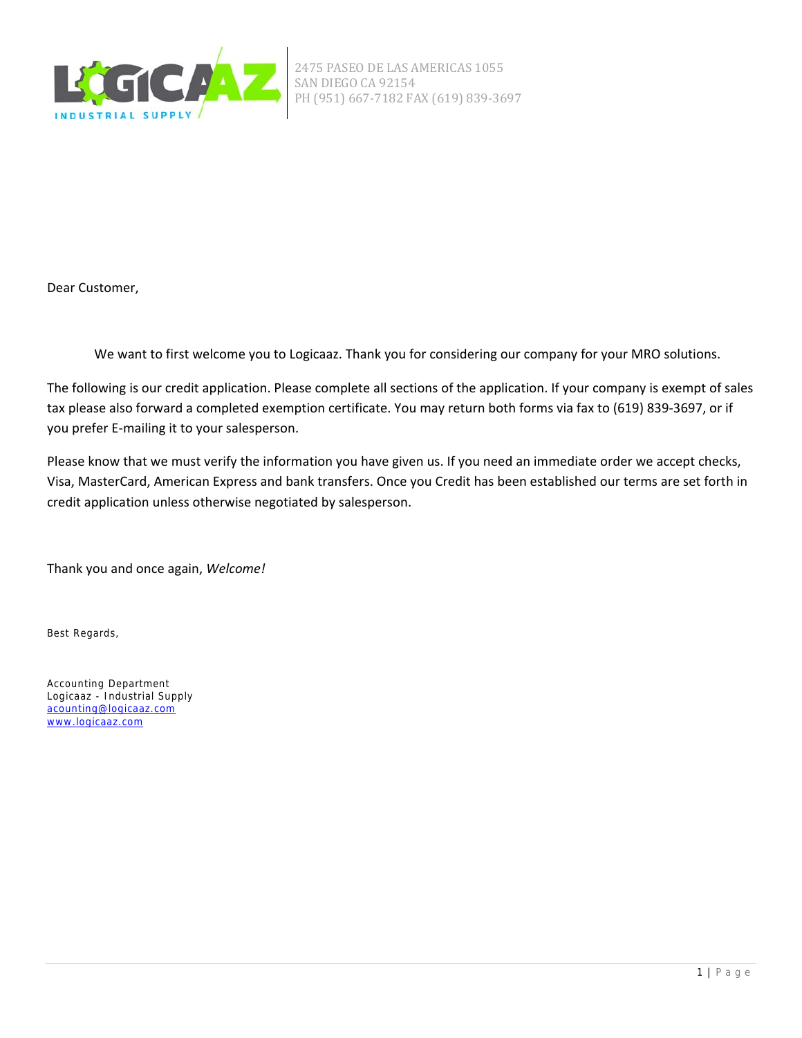LOGICAAZ INDUSTRIAL SUPPLY

2475 PASEO DE LAS AMERICAS 1055
SAN DIEGO CA 92154
PH (951) 667-7182 FAX (619) 839-3697

Dear Customer,

We want to first welcome you to Logicaaz. Thank you for considering our company for your MRO solutions.

The following is our credit application. Please complete all sections of the application. If your company is exempt of sales tax please also forward a completed exemption certificate. You may return both forms via fax to (619) 839-3697, or if you prefer E-mailing it to your salesperson.

Please know that we must verify the information you have given us. If you need an immediate order we accept checks, Visa, MasterCard, American Express and bank transfers. Once you Credit has been established our terms are set forth in credit application unless otherwise negotiated by salesperson.

Thank you and once again, *Welcome!*

Best Regards,

Accounting Department
Logicaaz - Industrial Supply
[acounting@logicaaz.com](mailto:acounting@logicaaz.com)
[www.logicaaz.com](http://www.logicaaz.com)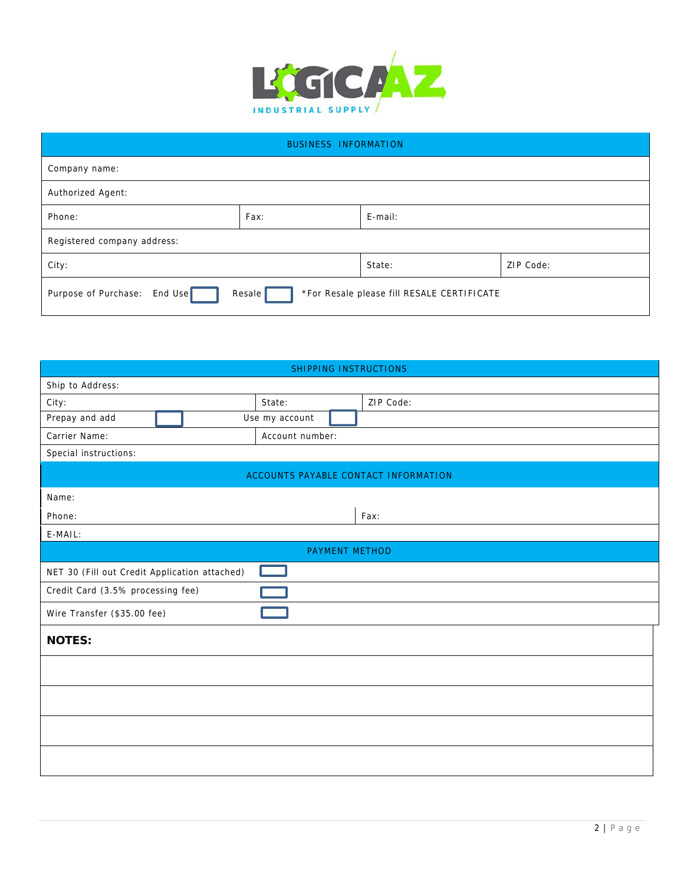LOGICAAZ INDUSTRIAL SUPPLY

| BUSINESS INFORMATION | | |
|---|---|---|
| Company name: | | |
| Authorized Agent: | | |
| Phone: | Fax: | E-mail: |
| Registered company address: | | |
| City: | State: | ZIP Code: |
| Purpose of Purchase: End Use ☐ Resale ☐ *For Resale please fill RESALE CERTIFICATE | | |

| SHIPPING INSTRUCTIONS | | |
|---|---|---|
| Ship to Address: | | |
| City: | State: | ZIP Code: |
| Prepay and add ☐ | Use my account ☐ | |
| Carrier Name: | Account number: | |
| Special instructions: | | |

| ACCOUNTS PAYABLE CONTACT INFORMATION | |
|---|---|
| Name: | |
| Phone: | Fax: |
| E-MAIL: | |

| PAYMENT METHOD | |
|---|---|
| NET 30 (Fill out Credit Application attached) | ☐ |
| Credit Card (3.5% processing fee) | ☐ |
| Wire Transfer ($35.00 fee) | ☐ |

**NOTES:**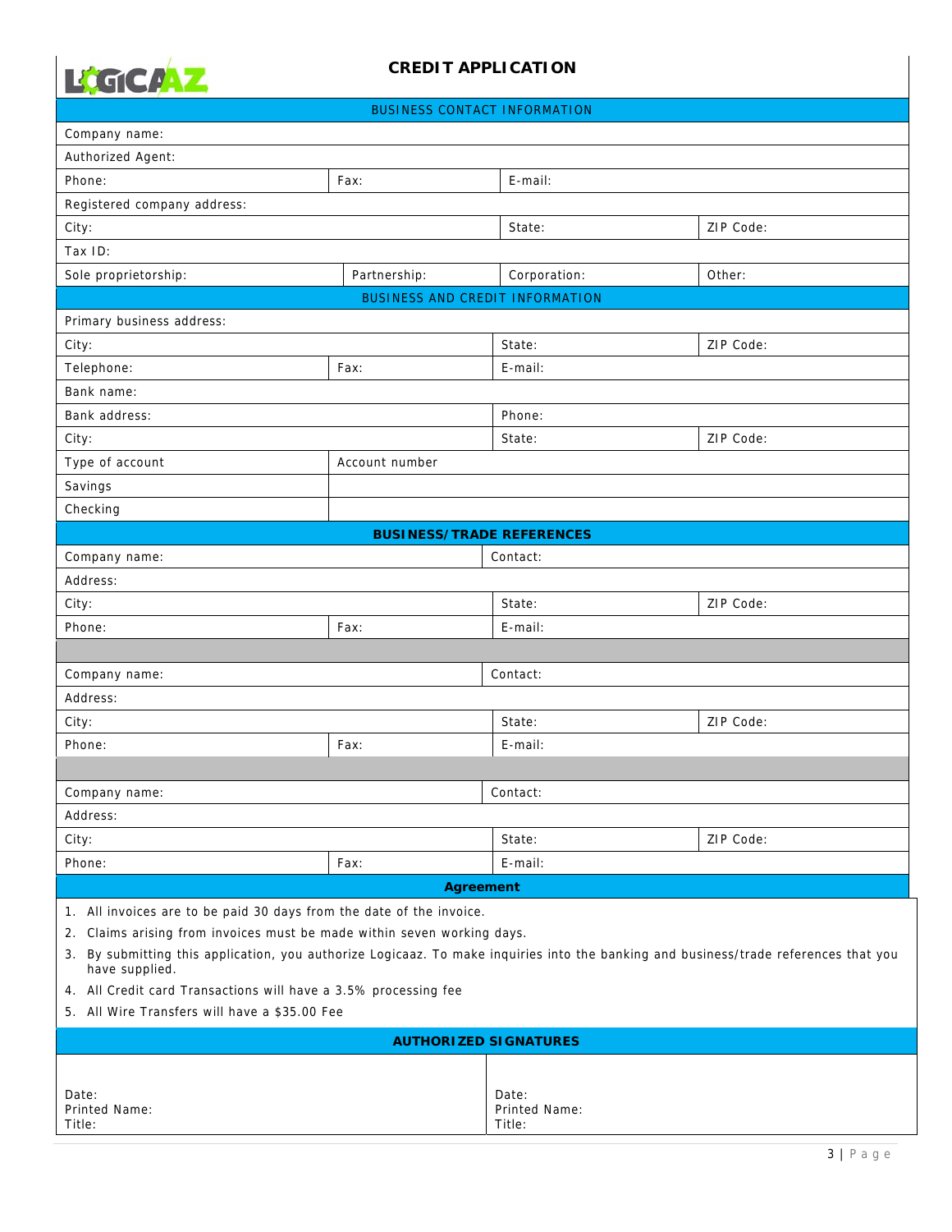LOGICAAZ

# CREDIT APPLICATION

| BUSINESS CONTACT INFORMATION | | | |
|---|---|---|---|
| Company name: | | | |
| Authorized Agent: | | | |
| Phone: | Fax: | E-mail: | |
| Registered company address: | | | |
| City: | | State: | ZIP Code: |
| Tax ID: | | | |
| Sole proprietorship: | Partnership: | Corporation: | Other: |

| BUSINESS AND CREDIT INFORMATION | | | |
|---|---|---|---|
| Primary business address: | | | |
| City: | | State: | ZIP Code: |
| Telephone: | Fax: | E-mail: | |
| Bank name: | | | |
| Bank address: | | Phone: | |
| City: | | State: | ZIP Code: |
| Type of account | Account number | | |
| Savings | | | |
| Checking | | | |

| **BUSINESS/TRADE REFERENCES** | | | |
|---|---|---|---|
| Company name: | | Contact: | |
| Address: | | | |
| City: | | State: | ZIP Code: |
| Phone: | Fax: | E-mail: | |
| | | | |
| Company name: | | Contact: | |
| Address: | | | |
| City: | | State: | ZIP Code: |
| Phone: | Fax: | E-mail: | |
| | | | |
| Company name: | | Contact: | |
| Address: | | | |
| City: | | State: | ZIP Code: |
| Phone: | Fax: | E-mail: | |

## Agreement

1. All invoices are to be paid 30 days from the date of the invoice.
2. Claims arising from invoices must be made within seven working days.
3. By submitting this application, you authorize Logicaaz. To make inquiries into the banking and business/trade references that you have supplied.
4. All Credit card Transactions will have a 3.5% processing fee
5. All Wire Transfers will have a $35.00 Fee

## AUTHORIZED SIGNATURES

| | |
|---|---|
| Date:<br>Printed Name:<br>Title: | Date:<br>Printed Name:<br>Title: |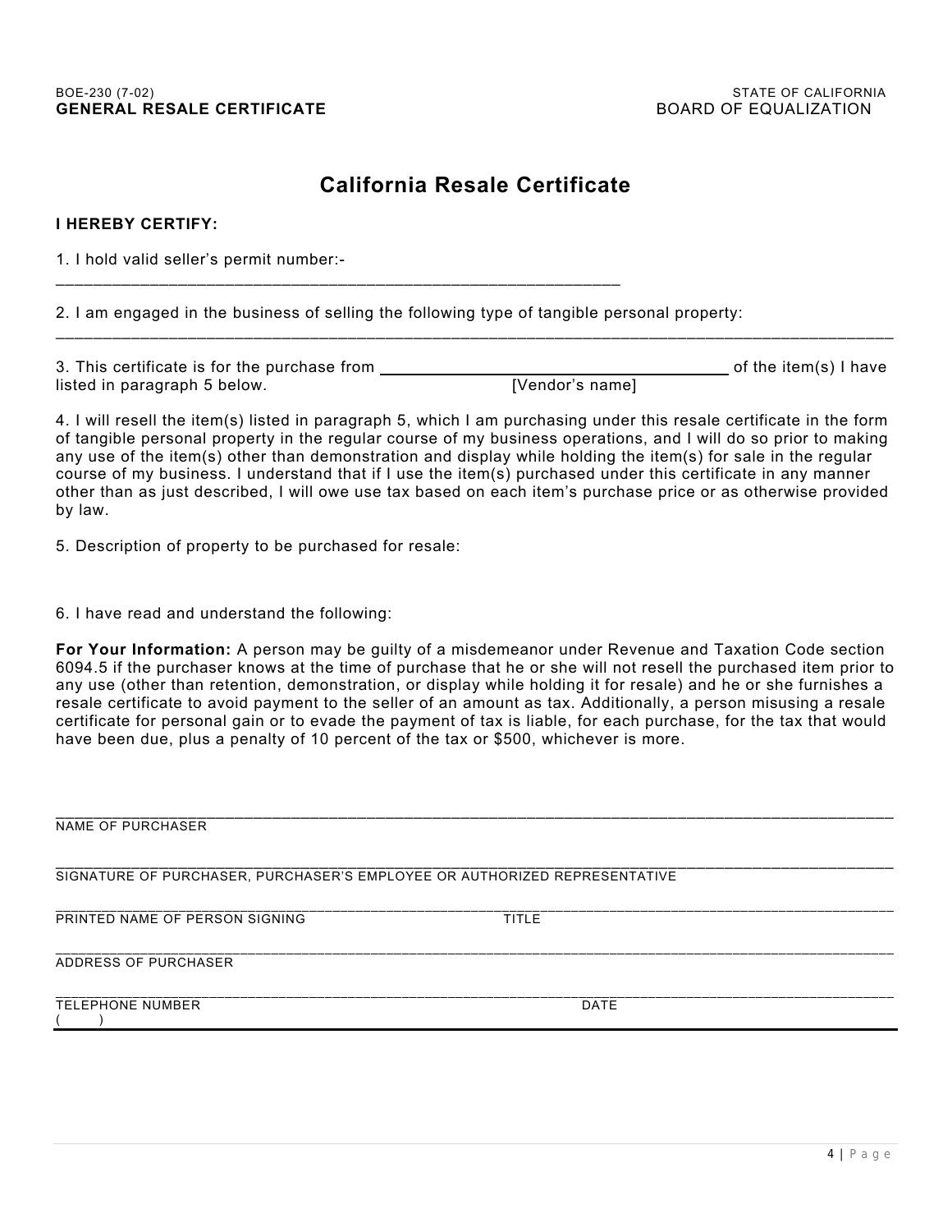BOE-230 (7-02)
**GENERAL RESALE CERTIFICATE**

STATE OF CALIFORNIA
BOARD OF EQUALIZATION

## California Resale Certificate

**I HEREBY CERTIFY:**

1. I hold valid seller's permit number:-
_______________________________________________________________

2. I am engaged in the business of selling the following type of tangible personal property:
_____________________________________________________________________________________________

3. This certificate is for the purchase from ______________________________________ of the item(s) I have listed in paragraph 5 below. [Vendor's name]

4. I will resell the item(s) listed in paragraph 5, which I am purchasing under this resale certificate in the form of tangible personal property in the regular course of my business operations, and I will do so prior to making any use of the item(s) other than demonstration and display while holding the item(s) for sale in the regular course of my business. I understand that if I use the item(s) purchased under this certificate in any manner other than as just described, I will owe use tax based on each item's purchase price or as otherwise provided by law.

5. Description of property to be purchased for resale:

6. I have read and understand the following:

**For Your Information:** A person may be guilty of a misdemeanor under Revenue and Taxation Code section 6094.5 if the purchaser knows at the time of purchase that he or she will not resell the purchased item prior to any use (other than retention, demonstration, or display while holding it for resale) and he or she furnishes a resale certificate to avoid payment to the seller of an amount as tax. Additionally, a person misusing a resale certificate for personal gain or to evade the payment of tax is liable, for each purchase, for the tax that would have been due, plus a penalty of 10 percent of the tax or $500, whichever is more.

_____________________________________________________________________________________________
NAME OF PURCHASER

_____________________________________________________________________________________________
SIGNATURE OF PURCHASER, PURCHASER'S EMPLOYEE OR AUTHORIZED REPRESENTATIVE

_____________________________________________________________________________________________
PRINTED NAME OF PERSON SIGNING TITLE

_____________________________________________________________________________________________
ADDRESS OF PURCHASER

_____________________________________________________________________________________________
TELEPHONE NUMBER DATE
( )